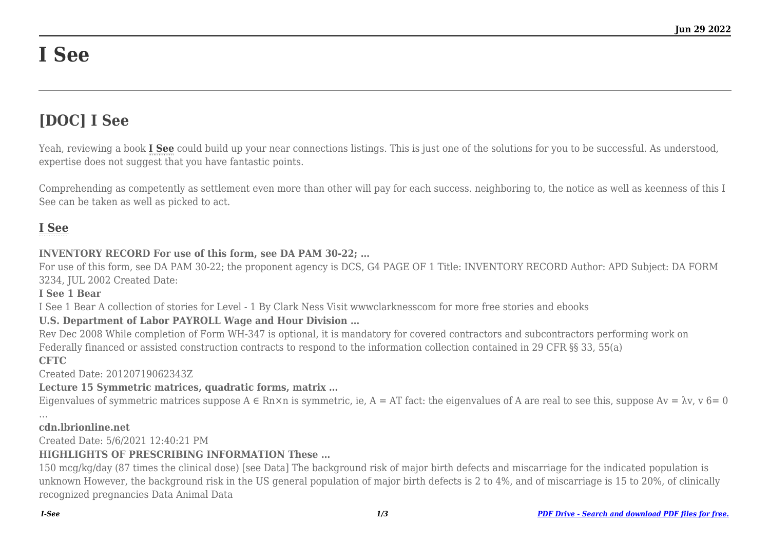# I See

## [DOC] I See

Yeah, reviewing a book **I See** could build up your near connections listings. This is just one of the solutions for you to be successful. As understood, expertise does not suggest that you have fantastic points.

Comprehending as competently as settlement even more than other will pay for each success. neighboring to, the notice as well as keenness of this I See can be taken as well as picked to act.

### I See

**INVENTORY RECORD For use of this form, see DA PAM 30-22; ...**

For use of this form, see DA PAM 30-22; the proponent agency is DCS, G4 PAGE OF 1 Title: INVENTORY RECORD Author: APD Subject: DA FORM 3234, JUL 2002 Created Date:

**I See 1 Bear**

I See 1 Bear A collection of stories for Level - 1 By Clark Ness Visit wwwclarknesscom for more free stories and ebooks

**U.S. Department of Labor PAYROLL Wage and Hour Division ...**

Rev Dec 2008 While completion of Form WH-347 is optional, it is mandatory for covered contractors and subcontractors performing work on Federally financed or assisted construction contracts to respond to the information collection contained in 29 CFR §§ 33, 55(a)

**CFTC**

Created Date: 20120719062343Z

**Lecture 15 Symmetric matrices, quadratic forms, matrix ...**

Eigenvalues of symmetric matrices suppose $A \in R^{n \times n}$ is symmetric, ie, $A = A^T$ fact: the eigenvalues of A are real to see this, suppose $Av = \lambda v$, $v \neq 0$ ...

**cdn.lbrionline.net**

Created Date: 5/6/2021 12:40:21 PM

**HIGHLIGHTS OF PRESCRIBING INFORMATION These ...**

150 mcg/kg/day (87 times the clinical dose) [see Data] The background risk of major birth defects and miscarriage for the indicated population is unknown However, the background risk in the US general population of major birth defects is 2 to 4%, and of miscarriage is 15 to 20%, of clinically recognized pregnancies Data Animal Data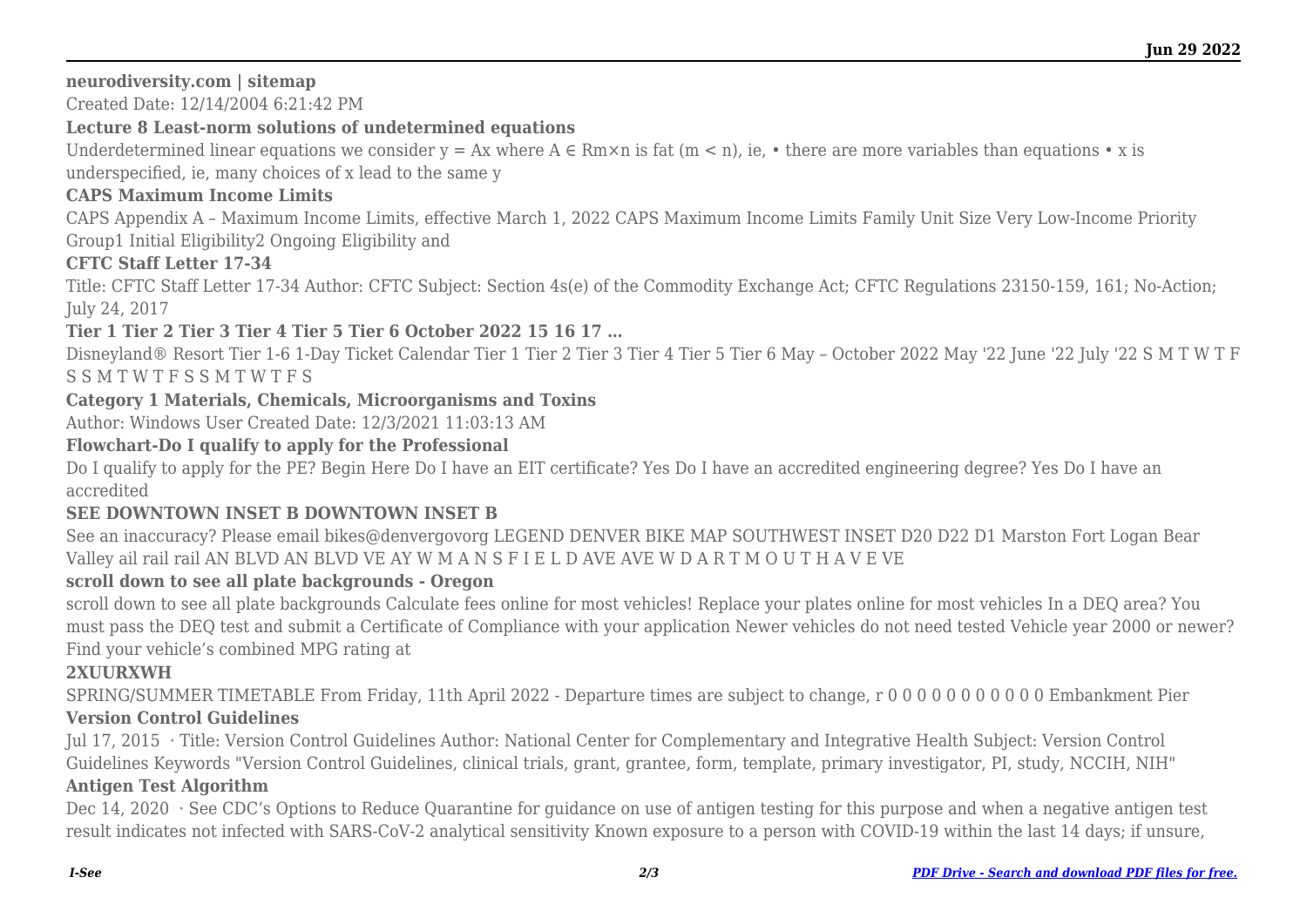**neurodiversity.com | sitemap**

Created Date: 12/14/2004 6:21:42 PM

**Lecture 8 Least-norm solutions of undetermined equations**

Underdetermined linear equations we consider $y = Ax$ where $A \in R^{m \times n}$ is fat ($m < n$), ie, • there are more variables than equations • x is underspecified, ie, many choices of x lead to the same y

**CAPS Maximum Income Limits**

CAPS Appendix A – Maximum Income Limits, effective March 1, 2022 CAPS Maximum Income Limits Family Unit Size Very Low-Income Priority Group1 Initial Eligibility2 Ongoing Eligibility and

**CFTC Staff Letter 17-34**

Title: CFTC Staff Letter 17-34 Author: CFTC Subject: Section 4s(e) of the Commodity Exchange Act; CFTC Regulations 23150-159, 161; No-Action; July 24, 2017

**Tier 1 Tier 2 Tier 3 Tier 4 Tier 5 Tier 6 October 2022 15 16 17 …**

Disneyland® Resort Tier 1-6 1-Day Ticket Calendar Tier 1 Tier 2 Tier 3 Tier 4 Tier 5 Tier 6 May – October 2022 May '22 June '22 July '22 S M T W T F S S M T W T F S S M T W T F S

**Category 1 Materials, Chemicals, Microorganisms and Toxins**

Author: Windows User Created Date: 12/3/2021 11:03:13 AM

**Flowchart-Do I qualify to apply for the Professional**

Do I qualify to apply for the PE? Begin Here Do I have an EIT certificate? Yes Do I have an accredited engineering degree? Yes Do I have an accredited

**SEE DOWNTOWN INSET B DOWNTOWN INSET B**

See an inaccuracy? Please email bikes@denvergovorg LEGEND DENVER BIKE MAP SOUTHWEST INSET D20 D22 D1 Marston Fort Logan Bear Valley ail rail rail AN BLVD AN BLVD VE AY W M A N S F I E L D AVE AVE W D A R T M O U T H A V E VE

**scroll down to see all plate backgrounds - Oregon**

scroll down to see all plate backgrounds Calculate fees online for most vehicles! Replace your plates online for most vehicles In a DEQ area? You must pass the DEQ test and submit a Certificate of Compliance with your application Newer vehicles do not need tested Vehicle year 2000 or newer? Find your vehicle's combined MPG rating at

**2XUURXWH**

SPRING/SUMMER TIMETABLE From Friday, 11th April 2022 - Departure times are subject to change, r 0 0 0 0 0 0 0 0 0 0 0 Embankment Pier

**Version Control Guidelines**

Jul 17, 2015 · Title: Version Control Guidelines Author: National Center for Complementary and Integrative Health Subject: Version Control Guidelines Keywords "Version Control Guidelines, clinical trials, grant, grantee, form, template, primary investigator, PI, study, NCCIH, NIH"

**Antigen Test Algorithm**

Dec 14, 2020 · See CDC's Options to Reduce Quarantine for guidance on use of antigen testing for this purpose and when a negative antigen test result indicates not infected with SARS-CoV-2 analytical sensitivity Known exposure to a person with COVID-19 within the last 14 days; if unsure,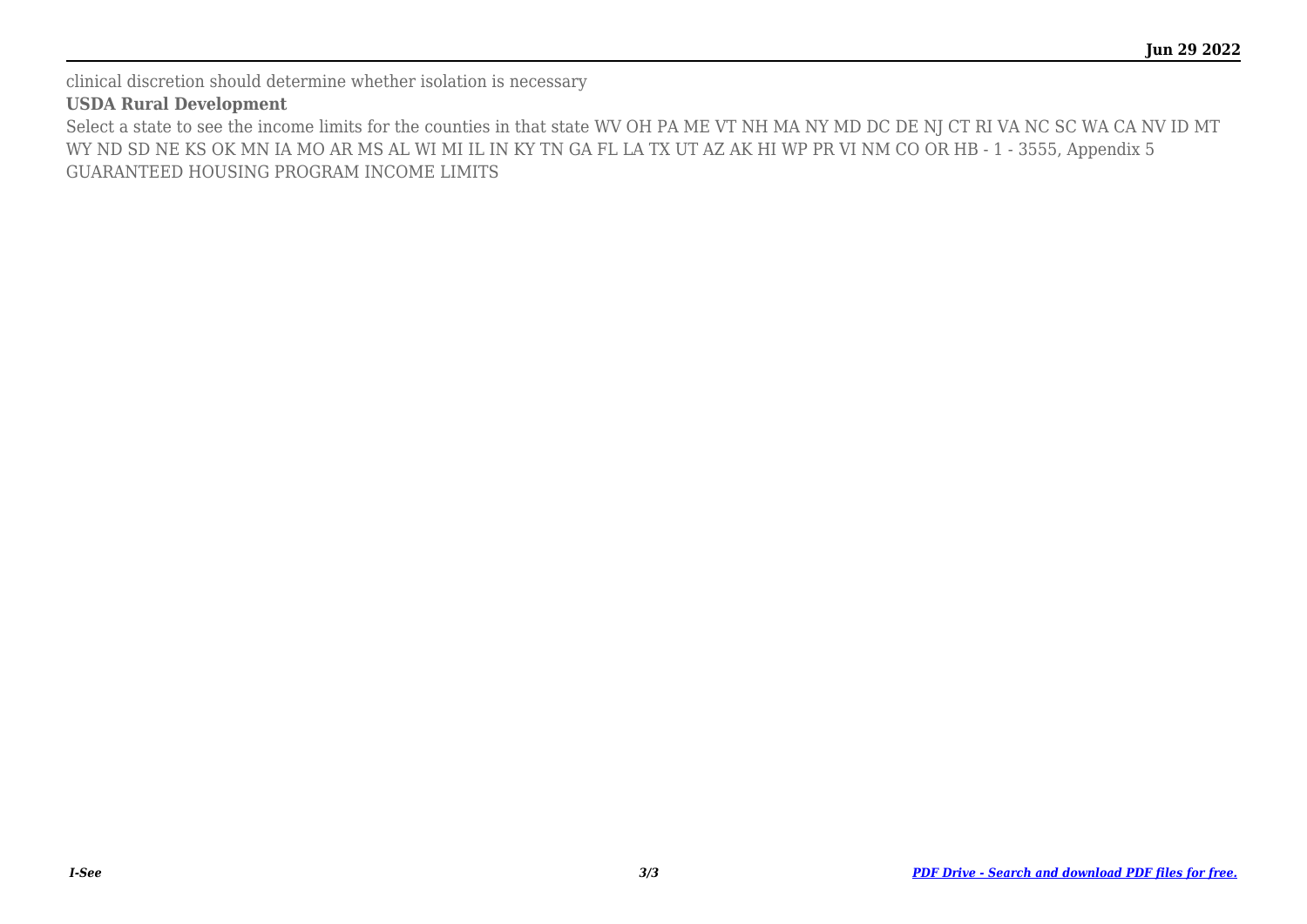clinical discretion should determine whether isolation is necessary

**USDA Rural Development**

Select a state to see the income limits for the counties in that state WV OH PA ME VT NH MA NY MD DC DE NJ CT RI VA NC SC WA CA NV ID MT WY ND SD NE KS OK MN IA MO AR MS AL WI MI IL IN KY TN GA FL LA TX UT AZ AK HI WP PR VI NM CO OR HB - 1 - 3555, Appendix 5 GUARANTEED HOUSING PROGRAM INCOME LIMITS